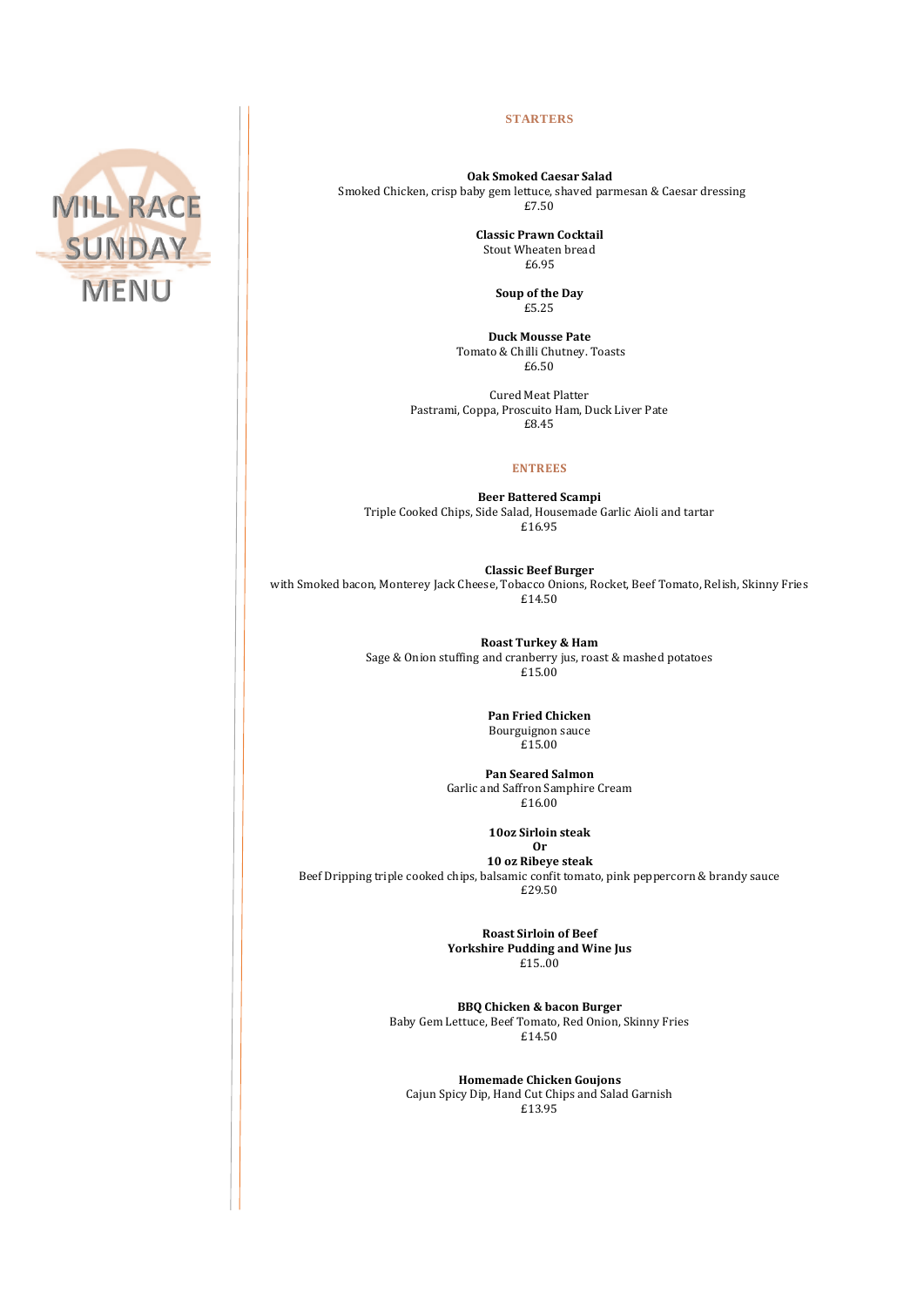# MILL RACE SUNDAY MENU

## STARTERS

**Oak Smoked Caesar Salad**
Smoked Chicken, crisp baby gem lettuce, shaved parmesan & Caesar dressing
£7.50

**Classic Prawn Cocktail**
Stout Wheaten bread
£6.95

**Soup of the Day**
£5.25

**Duck Mousse Pate**
Tomato & Chilli Chutney. Toasts
£6.50

Cured Meat Platter
Pastrami, Coppa, Proscuito Ham, Duck Liver Pate
£8.45

## ENTREES

**Beer Battered Scampi**
Triple Cooked Chips, Side Salad, Housemade Garlic Aioli and tartar
£16.95

**Classic Beef Burger**
with Smoked bacon, Monterey Jack Cheese, Tobacco Onions, Rocket, Beef Tomato, Relish, Skinny Fries
£14.50

**Roast Turkey & Ham**
Sage & Onion stuffing and cranberry jus, roast & mashed potatoes
£15.00

**Pan Fried Chicken**
Bourguignon sauce
£15.00

**Pan Seared Salmon**
Garlic and Saffron Samphire Cream
£16.00

**10oz Sirloin steak**
**Or**
**10 oz Ribeye steak**
Beef Dripping triple cooked chips, balsamic confit tomato, pink peppercorn & brandy sauce
£29.50

**Roast Sirloin of Beef**
**Yorkshire Pudding and Wine Jus**
£15..00

**BBQ Chicken & bacon Burger**
Baby Gem Lettuce, Beef Tomato, Red Onion, Skinny Fries
£14.50

**Homemade Chicken Goujons**
Cajun Spicy Dip, Hand Cut Chips and Salad Garnish
£13.95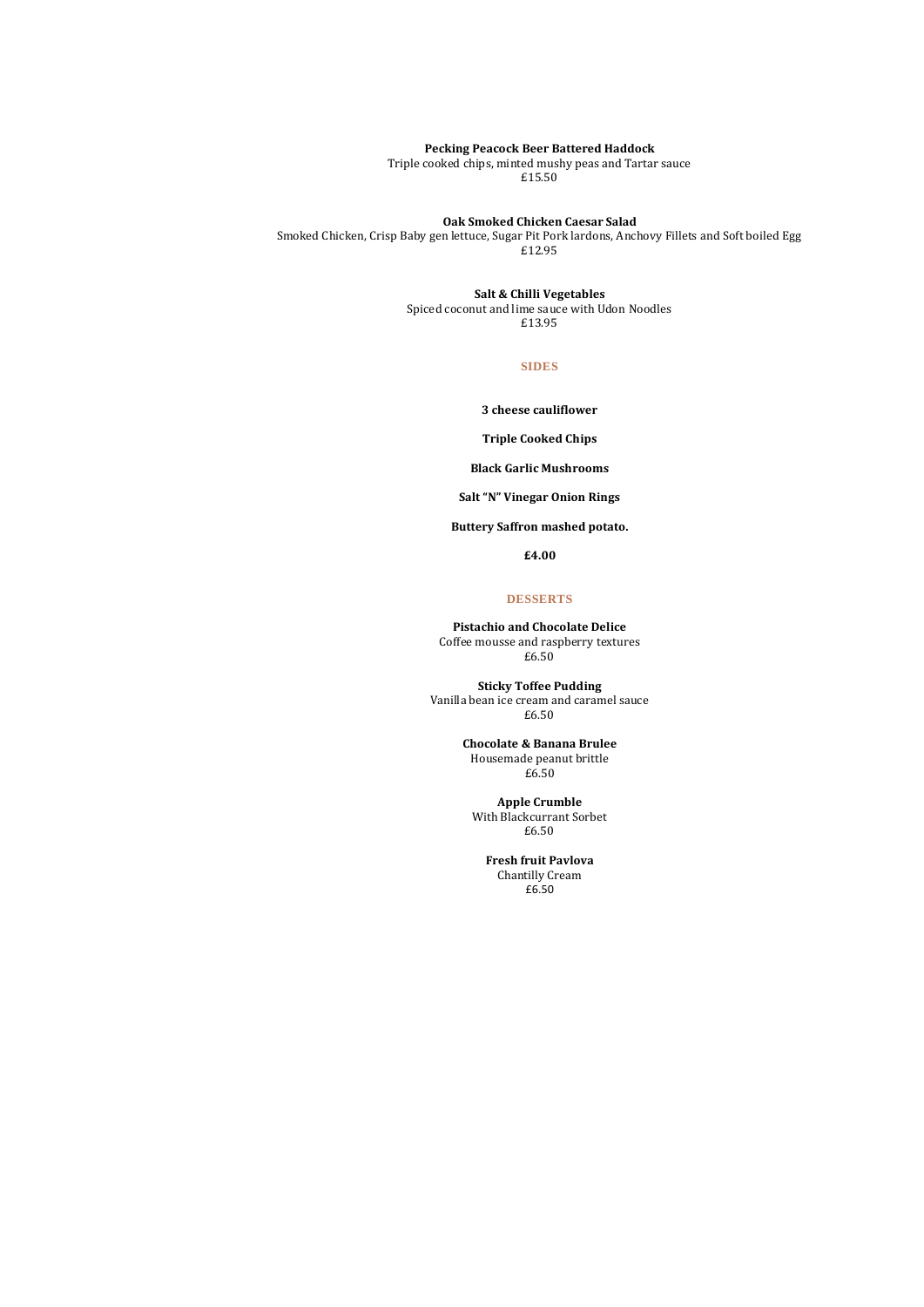**Pecking Peacock Beer Battered Haddock**
Triple cooked chips, minted mushy peas and Tartar sauce
£15.50

**Oak Smoked Chicken Caesar Salad**
Smoked Chicken, Crisp Baby gen lettuce, Sugar Pit Pork lardons, Anchovy Fillets and Soft boiled Egg
£12.95

**Salt & Chilli Vegetables**
Spiced coconut and lime sauce with Udon Noodles
£13.95

## SIDES

**3 cheese cauliflower**

**Triple Cooked Chips**

**Black Garlic Mushrooms**

**Salt "N" Vinegar Onion Rings**

**Buttery Saffron mashed potato.**

**£4.00**

## DESSERTS

**Pistachio and Chocolate Delice**
Coffee mousse and raspberry textures
£6.50

**Sticky Toffee Pudding**
Vanilla bean ice cream and caramel sauce
£6.50

**Chocolate & Banana Brulee**
Housemade peanut brittle
£6.50

**Apple Crumble**
With Blackcurrant Sorbet
£6.50

**Fresh fruit Pavlova**
Chantilly Cream
£6.50